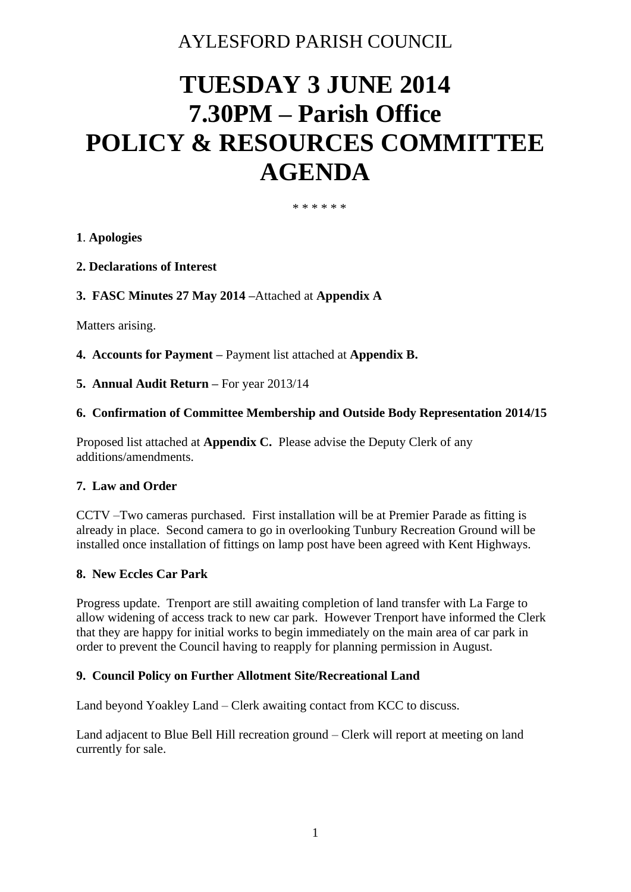AYLESFORD PARISH COUNCIL

# TUESDAY 3 JUNE 2014
# 7.30PM – Parish Office
# POLICY & RESOURCES COMMITTEE
# AGENDA

\* \* \* \* \* \*

**1**. **Apologies**

**2. Declarations of Interest**

**3. FASC Minutes 27 May 2014 –**Attached at **Appendix A**

Matters arising.

**4. Accounts for Payment –** Payment list attached at **Appendix B.**

**5. Annual Audit Return –** For year 2013/14

**6. Confirmation of Committee Membership and Outside Body Representation 2014/15**

Proposed list attached at **Appendix C.** Please advise the Deputy Clerk of any additions/amendments.

**7. Law and Order**

CCTV –Two cameras purchased. First installation will be at Premier Parade as fitting is already in place. Second camera to go in overlooking Tunbury Recreation Ground will be installed once installation of fittings on lamp post have been agreed with Kent Highways.

**8. New Eccles Car Park**

Progress update. Trenport are still awaiting completion of land transfer with La Farge to allow widening of access track to new car park. However Trenport have informed the Clerk that they are happy for initial works to begin immediately on the main area of car park in order to prevent the Council having to reapply for planning permission in August.

**9. Council Policy on Further Allotment Site/Recreational Land**

Land beyond Yoakley Land – Clerk awaiting contact from KCC to discuss.

Land adjacent to Blue Bell Hill recreation ground – Clerk will report at meeting on land currently for sale.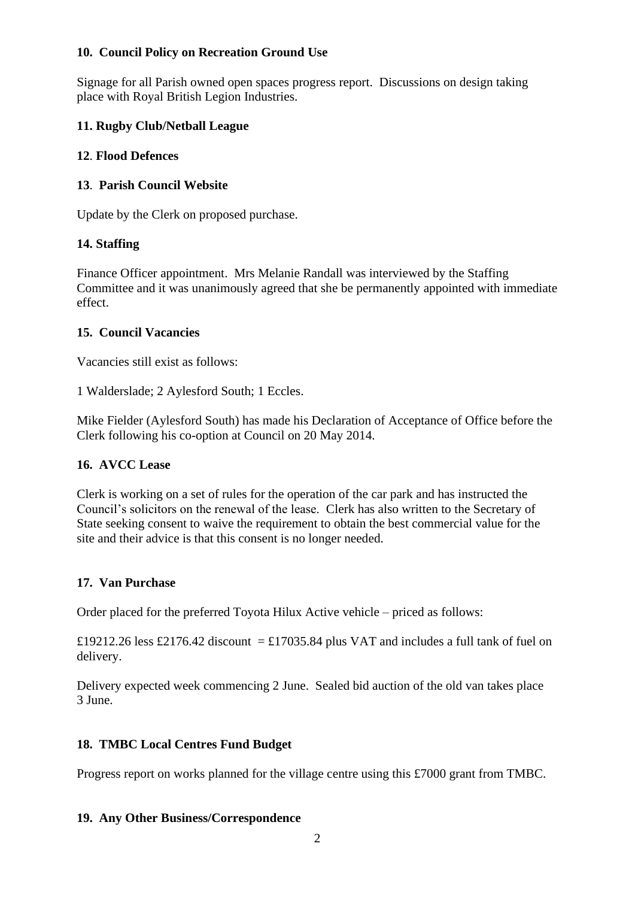**10. Council Policy on Recreation Ground Use**

Signage for all Parish owned open spaces progress report. Discussions on design taking place with Royal British Legion Industries.

**11. Rugby Club/Netball League**

**12. Flood Defences**

**13. Parish Council Website**

Update by the Clerk on proposed purchase.

**14. Staffing**

Finance Officer appointment. Mrs Melanie Randall was interviewed by the Staffing Committee and it was unanimously agreed that she be permanently appointed with immediate effect.

**15. Council Vacancies**

Vacancies still exist as follows:

1 Walderslade; 2 Aylesford South; 1 Eccles.

Mike Fielder (Aylesford South) has made his Declaration of Acceptance of Office before the Clerk following his co-option at Council on 20 May 2014.

**16. AVCC Lease**

Clerk is working on a set of rules for the operation of the car park and has instructed the Council's solicitors on the renewal of the lease. Clerk has also written to the Secretary of State seeking consent to waive the requirement to obtain the best commercial value for the site and their advice is that this consent is no longer needed.

**17. Van Purchase**

Order placed for the preferred Toyota Hilux Active vehicle – priced as follows:

£19212.26 less £2176.42 discount = £17035.84 plus VAT and includes a full tank of fuel on delivery.

Delivery expected week commencing 2 June. Sealed bid auction of the old van takes place 3 June.

**18. TMBC Local Centres Fund Budget**

Progress report on works planned for the village centre using this £7000 grant from TMBC.

**19. Any Other Business/Correspondence**